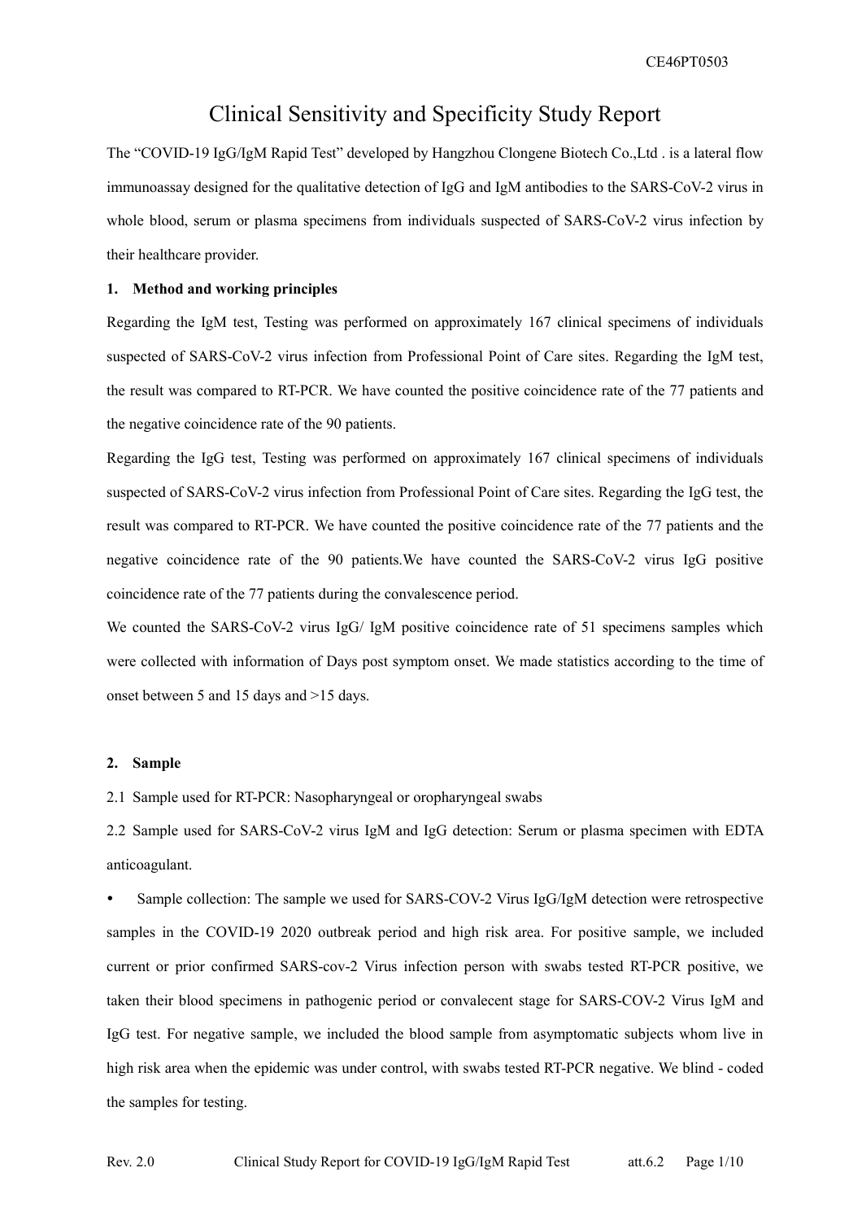# Clinical Sensitivity and Specificity Study Report

The "COVID-19 IgG/IgM Rapid Test" developed by Hangzhou Clongene Biotech Co.,Ltd . is a lateral flow immunoassay designed for the qualitative detection of IgG and IgM antibodies to the SARS-CoV-2 virus in whole blood, serum or plasma specimens from individuals suspected of SARS-CoV-2 virus infection by their healthcare provider.

## 1. Method and working principles

Regarding the IgM test, Testing was performed on approximately 167 clinical specimens of individuals suspected of SARS-CoV-2 virus infection from Professional Point of Care sites. Regarding the IgM test, the result was compared to RT-PCR. We have counted the positive coincidence rate of the 77 patients and the negative coincidence rate of the 90 patients.

Regarding the IgG test, Testing was performed on approximately 167 clinical specimens of individuals suspected of SARS-CoV-2 virus infection from Professional Point of Care sites. Regarding the IgG test, the result was compared to RT-PCR. We have counted the positive coincidence rate of the 77 patients and the negative coincidence rate of the 90 patients.We have counted the SARS-CoV-2 virus IgG positive coincidence rate of the 77 patients during the convalescence period.

We counted the SARS-CoV-2 virus IgG/ IgM positive coincidence rate of 51 specimens samples which were collected with information of Days post symptom onset. We made statistics according to the time of onset between 5 and 15 days and >15 days.

## 2. Sample

2.1 Sample used for RT-PCR: Nasopharyngeal or oropharyngeal swabs

2.2 Sample used for SARS-CoV-2 virus IgM and IgG detection: Serum or plasma specimen with EDTA anticoagulant.

- Sample collection: The sample we used for SARS-COV-2 Virus IgG/IgM detection were retrospective samples in the COVID-19 2020 outbreak period and high risk area. For positive sample, we included current or prior confirmed SARS-cov-2 Virus infection person with swabs tested RT-PCR positive, we taken their blood specimens in pathogenic period or convalecent stage for SARS-COV-2 Virus IgM and IgG test. For negative sample, we included the blood sample from asymptomatic subjects whom live in high risk area when the epidemic was under control, with swabs tested RT-PCR negative. We blind - coded the samples for testing.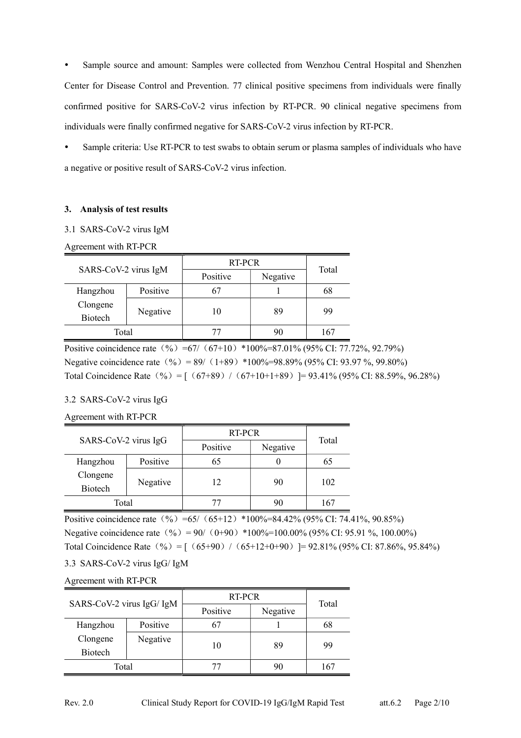- Sample source and amount: Samples were collected from Wenzhou Central Hospital and Shenzhen Center for Disease Control and Prevention. 77 clinical positive specimens from individuals were finally confirmed positive for SARS-CoV-2 virus infection by RT-PCR. 90 clinical negative specimens from individuals were finally confirmed negative for SARS-CoV-2 virus infection by RT-PCR.
- Sample criteria: Use RT-PCR to test swabs to obtain serum or plasma samples of individuals who have a negative or positive result of SARS-CoV-2 virus infection.

### 3. Analysis of test results

3.1 SARS-CoV-2 virus IgM

Agreement with RT-PCR

| SARS-CoV-2 virus IgM | | RT-PCR | | Total |
|---|---|---|---|---|
| | | Positive | Negative | |
| Hangzhou Clongene Biotech | Positive | 67 | 1 | 68 |
| | Negative | 10 | 89 | 99 |
| Total | | 77 | 90 | 167 |

Positive coincidence rate（%）=67/（67+10）*100%=87.01% (95% CI: 77.72%, 92.79%)
Negative coincidence rate（%）= 89/（1+89）*100%=98.89% (95% CI: 93.97 %, 99.80%)
Total Coincidence Rate（%）= [（67+89）/（67+10+1+89）]= 93.41% (95% CI: 88.59%, 96.28%)

3.2 SARS-CoV-2 virus IgG

Agreement with RT-PCR

| SARS-CoV-2 virus IgG | | RT-PCR | | Total |
|---|---|---|---|---|
| | | Positive | Negative | |
| Hangzhou Clongene Biotech | Positive | 65 | 0 | 65 |
| | Negative | 12 | 90 | 102 |
| Total | | 77 | 90 | 167 |

Positive coincidence rate（%）=65/（65+12）*100%=84.42% (95% CI: 74.41%, 90.85%)
Negative coincidence rate（%）= 90/（0+90）*100%=100.00% (95% CI: 95.91 %, 100.00%)
Total Coincidence Rate（%）= [（65+90）/（65+12+0+90）]= 92.81% (95% CI: 87.86%, 95.84%)

3.3 SARS-CoV-2 virus IgG/ IgM

Agreement with RT-PCR

| SARS-CoV-2 virus IgG/ IgM | | RT-PCR | | Total |
|---|---|---|---|---|
| | | Positive | Negative | |
| Hangzhou Clongene Biotech | Positive | 67 | 1 | 68 |
| | Negative | 10 | 89 | 99 |
| Total | | 77 | 90 | 167 |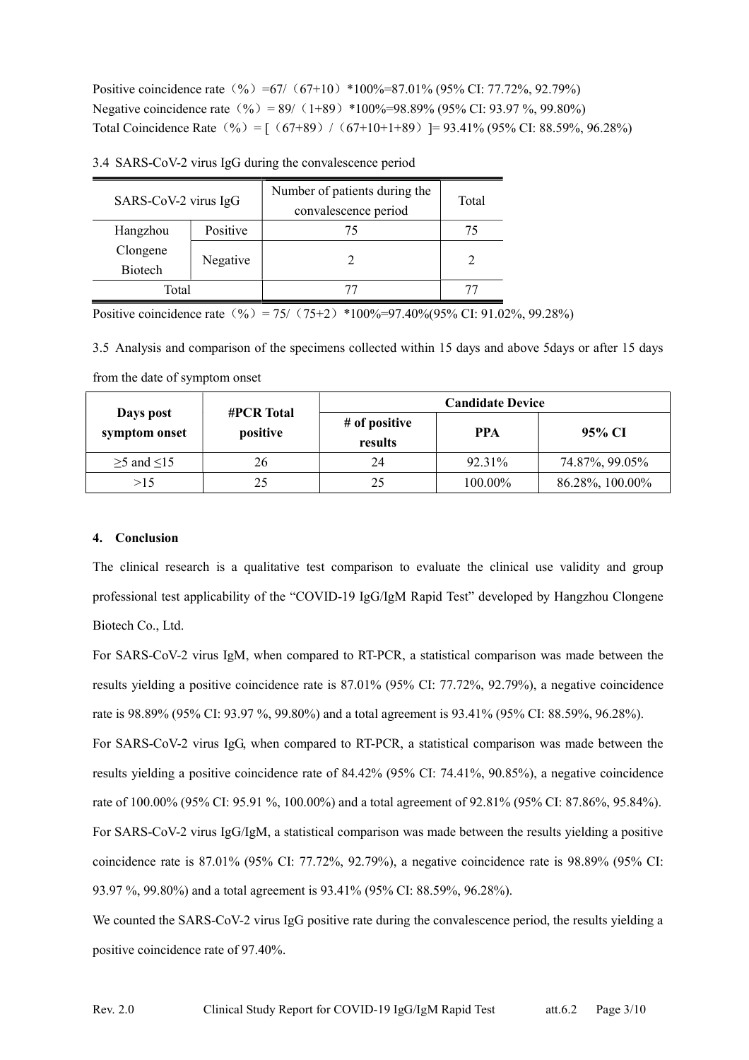Positive coincidence rate（%）=67/（67+10）*100%=87.01% (95% CI: 77.72%, 92.79%)
Negative coincidence rate（%）= 89/（1+89）*100%=98.89% (95% CI: 93.97 %, 99.80%)
Total Coincidence Rate（%）= [（67+89）/（67+10+1+89）]= 93.41% (95% CI: 88.59%, 96.28%)

3.4 SARS-CoV-2 virus IgG during the convalescence period

| SARS-CoV-2 virus IgG | | Number of patients during the convalescence period | Total |
|---|---|---|---|
| Hangzhou Clongene Biotech | Positive | 75 | 75 |
| | Negative | 2 | 2 |
| Total | | 77 | 77 |

Positive coincidence rate（%）= 75/（75+2）*100%=97.40%(95% CI: 91.02%, 99.28%)

3.5 Analysis and comparison of the specimens collected within 15 days and above 5days or after 15 days from the date of symptom onset

| Days post symptom onset | #PCR Total positive | Candidate Device | | |
|---|---|---|---|---|
| | | # of positive results | PPA | 95% CI |
| ≥5 and ≤15 | 26 | 24 | 92.31% | 74.87%, 99.05% |
| >15 | 25 | 25 | 100.00% | 86.28%, 100.00% |

## 4. Conclusion

The clinical research is a qualitative test comparison to evaluate the clinical use validity and group professional test applicability of the "COVID-19 IgG/IgM Rapid Test" developed by Hangzhou Clongene Biotech Co., Ltd.

For SARS-CoV-2 virus IgM, when compared to RT-PCR, a statistical comparison was made between the results yielding a positive coincidence rate is 87.01% (95% CI: 77.72%, 92.79%), a negative coincidence rate is 98.89% (95% CI: 93.97 %, 99.80%) and a total agreement is 93.41% (95% CI: 88.59%, 96.28%).

For SARS-CoV-2 virus IgG, when compared to RT-PCR, a statistical comparison was made between the results yielding a positive coincidence rate of 84.42% (95% CI: 74.41%, 90.85%), a negative coincidence rate of 100.00% (95% CI: 95.91 %, 100.00%) and a total agreement of 92.81% (95% CI: 87.86%, 95.84%).

For SARS-CoV-2 virus IgG/IgM, a statistical comparison was made between the results yielding a positive coincidence rate is 87.01% (95% CI: 77.72%, 92.79%), a negative coincidence rate is 98.89% (95% CI: 93.97 %, 99.80%) and a total agreement is 93.41% (95% CI: 88.59%, 96.28%).

We counted the SARS-CoV-2 virus IgG positive rate during the convalescence period, the results yielding a positive coincidence rate of 97.40%.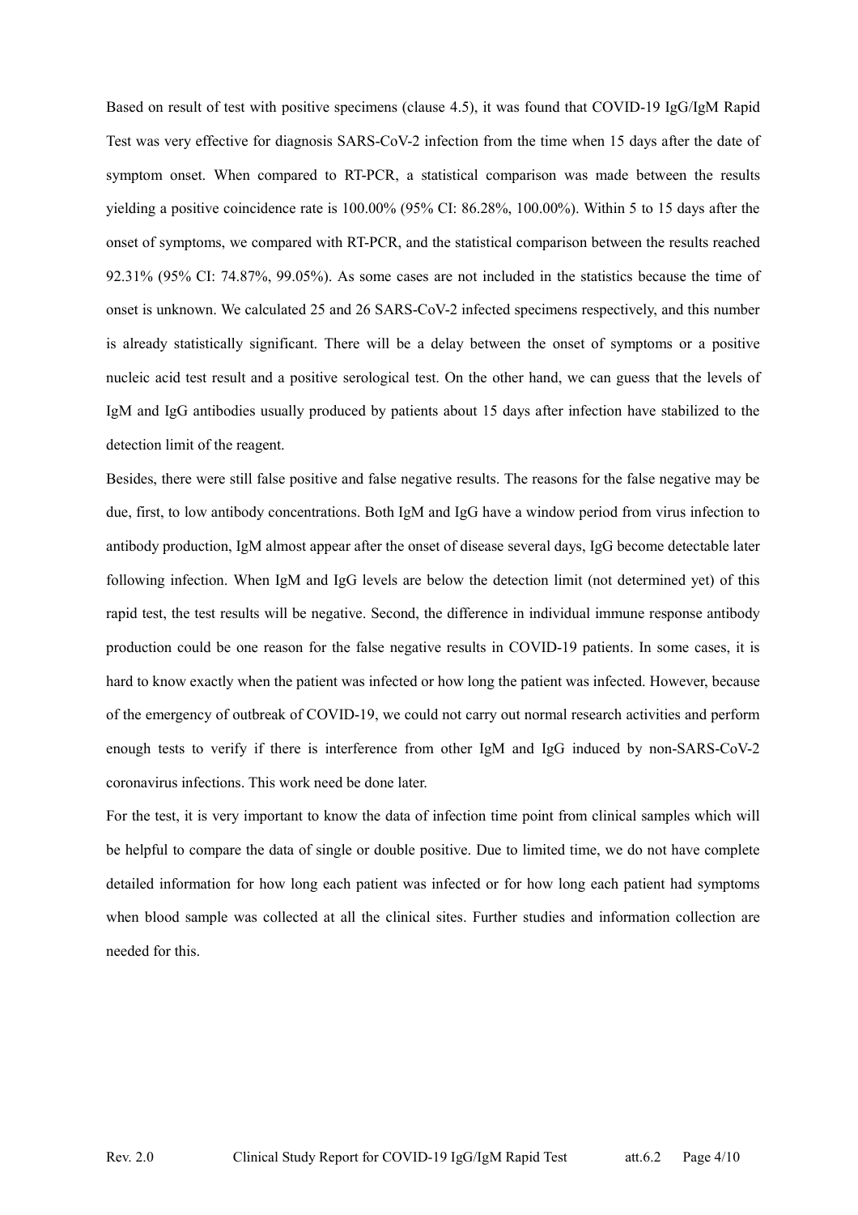Based on result of test with positive specimens (clause 4.5), it was found that COVID-19 IgG/IgM Rapid Test was very effective for diagnosis SARS-CoV-2 infection from the time when 15 days after the date of symptom onset. When compared to RT-PCR, a statistical comparison was made between the results yielding a positive coincidence rate is 100.00% (95% CI: 86.28%, 100.00%). Within 5 to 15 days after the onset of symptoms, we compared with RT-PCR, and the statistical comparison between the results reached 92.31% (95% CI: 74.87%, 99.05%). As some cases are not included in the statistics because the time of onset is unknown. We calculated 25 and 26 SARS-CoV-2 infected specimens respectively, and this number is already statistically significant. There will be a delay between the onset of symptoms or a positive nucleic acid test result and a positive serological test. On the other hand, we can guess that the levels of IgM and IgG antibodies usually produced by patients about 15 days after infection have stabilized to the detection limit of the reagent.

Besides, there were still false positive and false negative results. The reasons for the false negative may be due, first, to low antibody concentrations. Both IgM and IgG have a window period from virus infection to antibody production, IgM almost appear after the onset of disease several days, IgG become detectable later following infection. When IgM and IgG levels are below the detection limit (not determined yet) of this rapid test, the test results will be negative. Second, the difference in individual immune response antibody production could be one reason for the false negative results in COVID-19 patients. In some cases, it is hard to know exactly when the patient was infected or how long the patient was infected. However, because of the emergency of outbreak of COVID-19, we could not carry out normal research activities and perform enough tests to verify if there is interference from other IgM and IgG induced by non-SARS-CoV-2 coronavirus infections. This work need be done later.

For the test, it is very important to know the data of infection time point from clinical samples which will be helpful to compare the data of single or double positive. Due to limited time, we do not have complete detailed information for how long each patient was infected or for how long each patient had symptoms when blood sample was collected at all the clinical sites. Further studies and information collection are needed for this.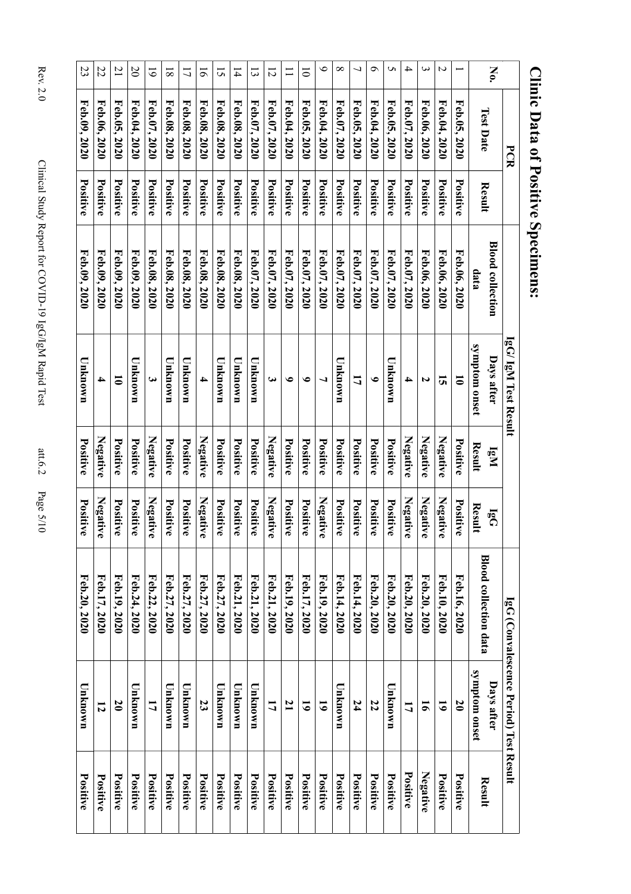# Clinic Data of Positive Specimens:

| No. | PCR | | IgG/ IgM Test Result | | | | IgG (Convalescence Period) Test Result | | |
|---|---|---|---|---|---|---|---|---|---|
| | Test Date | Result | Blood collection data | Days after symptom onset | IgM Result | IgG Result | Blood collection data | Days after symptom onset | Result |
| 1 | Feb.05, 2020 | Positive | Feb.06, 2020 | 10 | Positive | Positive | Feb.16, 2020 | 20 | Positive |
| 2 | Feb.04, 2020 | Positive | Feb.06, 2020 | 15 | Negative | Negative | Feb.10, 2020 | 19 | Positive |
| 3 | Feb.06, 2020 | Positive | Feb.06, 2020 | 2 | Negative | Negative | Feb.20, 2020 | 16 | Negative |
| 4 | Feb.07, 2020 | Positive | Feb.07, 2020 | 4 | Negative | Negative | Feb.20, 2020 | 17 | Positive |
| 5 | Feb.05, 2020 | Positive | Feb.07, 2020 | Unknown | Positive | Positive | Feb.20, 2020 | Unknown | Positive |
| 6 | Feb.04, 2020 | Positive | Feb.07, 2020 | 9 | Positive | Positive | Feb.20, 2020 | 22 | Positive |
| 7 | Feb.05, 2020 | Positive | Feb.07, 2020 | 17 | Positive | Positive | Feb.14, 2020 | 24 | Positive |
| 8 | Feb.07, 2020 | Positive | Feb.07, 2020 | Unknown | Positive | Positive | Feb.14, 2020 | Unknown | Positive |
| 9 | Feb.04, 2020 | Positive | Feb.07, 2020 | 7 | Positive | Negative | Feb.19, 2020 | 19 | Positive |
| 10 | Feb.05, 2020 | Positive | Feb.07, 2020 | 9 | Positive | Positive | Feb.17, 2020 | 19 | Positive |
| 11 | Feb.04, 2020 | Positive | Feb.07, 2020 | 9 | Positive | Positive | Feb.19, 2020 | 21 | Positive |
| 12 | Feb.07, 2020 | Positive | Feb.07, 2020 | 3 | Negative | Negative | Feb.21, 2020 | 17 | Positive |
| 13 | Feb.07, 2020 | Positive | Feb.07, 2020 | Unknown | Positive | Positive | Feb.21, 2020 | Unknown | Positive |
| 14 | Feb.08, 2020 | Positive | Feb.08, 2020 | Unknown | Positive | Positive | Feb.21, 2020 | Unknown | Positive |
| 15 | Feb.08, 2020 | Positive | Feb.08, 2020 | Unknown | Positive | Positive | Feb.27, 2020 | Unknown | Positive |
| 16 | Feb.08, 2020 | Positive | Feb.08, 2020 | 4 | Negative | Negative | Feb.27, 2020 | 23 | Positive |
| 17 | Feb.08, 2020 | Positive | Feb.08, 2020 | Unknown | Positive | Positive | Feb.27, 2020 | Unknown | Positive |
| 18 | Feb.08, 2020 | Positive | Feb.08, 2020 | Unknown | Positive | Positive | Feb.27, 2020 | Unknown | Positive |
| 19 | Feb.07, 2020 | Positive | Feb.08, 2020 | 3 | Negative | Negative | Feb.22, 2020 | 17 | Positive |
| 20 | Feb.04, 2020 | Positive | Feb.09, 2020 | Unknown | Positive | Positive | Feb.24, 2020 | Unknown | Positive |
| 21 | Feb.05, 2020 | Positive | Feb.09, 2020 | 10 | Positive | Positive | Feb.19, 2020 | 20 | Positive |
| 22 | Feb.06, 2020 | Positive | Feb.09, 2020 | 4 | Negative | Negative | Feb.17, 2020 | 12 | Positive |
| 23 | Feb.09, 2020 | Positive | Feb.09, 2020 | Unknown | Positive | Positive | Feb.20, 2020 | Unknown | Positive |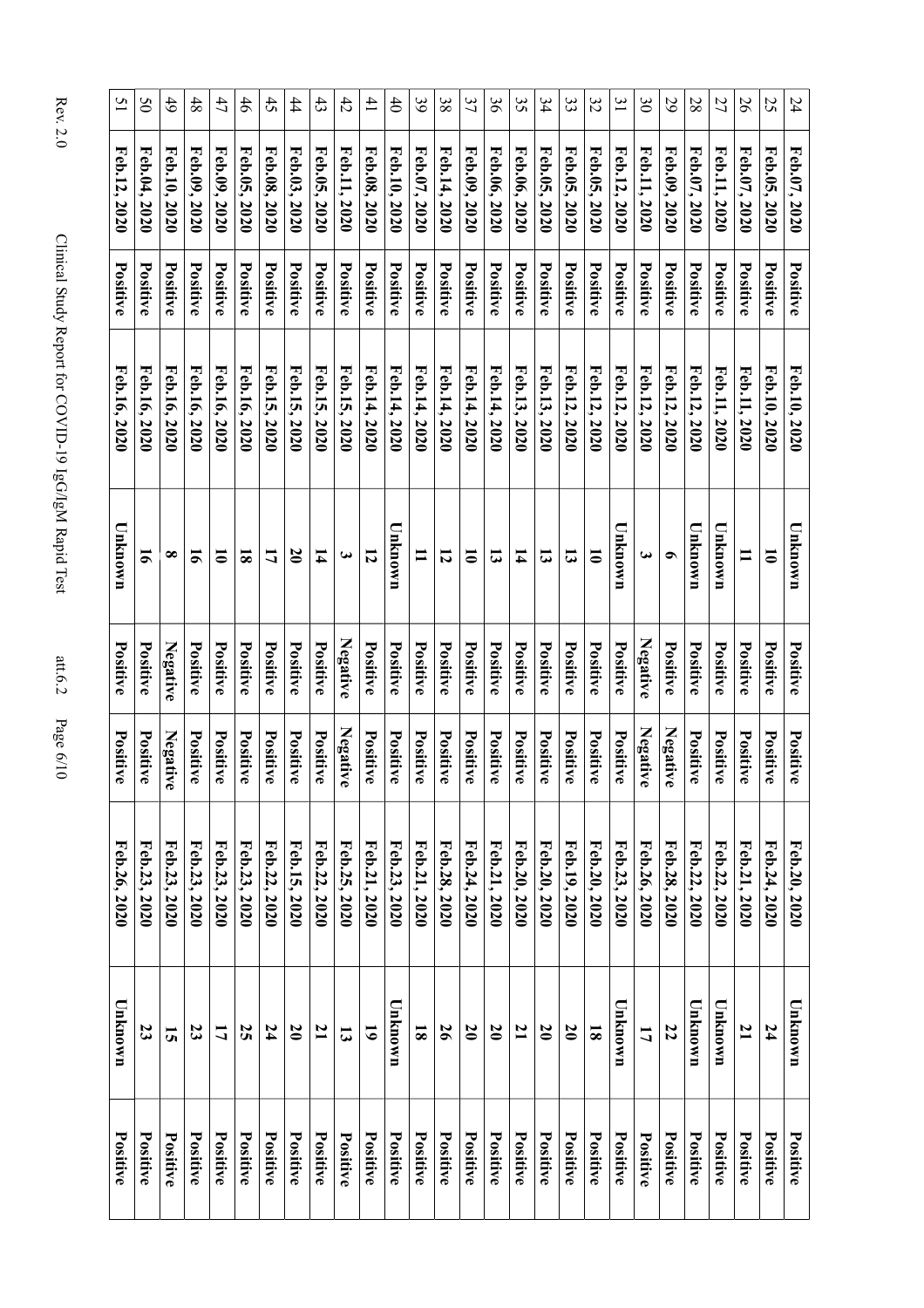| | | | | | | | | | |
|---|---|---|---|---|---|---|---|---|---|
| 24 | **Feb.07, 2020** | **Positive** | **Feb.10, 2020** | **Unknown** | **Positive** | **Positive** | **Feb.20, 2020** | **Unknown** | **Positive** |
| 25 | **Feb.05, 2020** | **Positive** | **Feb.10, 2020** | **10** | **Positive** | **Positive** | **Feb.24, 2020** | **24** | **Positive** |
| 26 | **Feb.07, 2020** | **Positive** | **Feb.11, 2020** | **11** | **Positive** | **Positive** | **Feb.21, 2020** | **21** | **Positive** |
| 27 | **Feb.11, 2020** | **Positive** | **Feb.11, 2020** | **Unknown** | **Positive** | **Positive** | **Feb.22, 2020** | **Unknown** | **Positive** |
| 28 | **Feb.07, 2020** | **Positive** | **Feb.12, 2020** | **Unknown** | **Positive** | **Positive** | **Feb.22, 2020** | **Unknown** | **Positive** |
| 29 | **Feb.09, 2020** | **Positive** | **Feb.12, 2020** | **6** | **Positive** | **Negative** | **Feb.28, 2020** | **22** | **Positive** |
| 30 | **Feb.11, 2020** | **Positive** | **Feb.12, 2020** | **3** | **Negative** | **Negative** | **Feb.26, 2020** | **17** | **Positive** |
| 31 | **Feb.12, 2020** | **Positive** | **Feb.12, 2020** | **Unknown** | **Positive** | **Positive** | **Feb.23, 2020** | **Unknown** | **Positive** |
| 32 | **Feb.05, 2020** | **Positive** | **Feb.12, 2020** | **10** | **Positive** | **Positive** | **Feb.20, 2020** | **18** | **Positive** |
| 33 | **Feb.05, 2020** | **Positive** | **Feb.12, 2020** | **13** | **Positive** | **Positive** | **Feb.19, 2020** | **20** | **Positive** |
| 34 | **Feb.05, 2020** | **Positive** | **Feb.13, 2020** | **13** | **Positive** | **Positive** | **Feb.20, 2020** | **20** | **Positive** |
| 35 | **Feb.06, 2020** | **Positive** | **Feb.13, 2020** | **14** | **Positive** | **Positive** | **Feb.20, 2020** | **21** | **Positive** |
| 36 | **Feb.06, 2020** | **Positive** | **Feb.14, 2020** | **13** | **Positive** | **Positive** | **Feb.21, 2020** | **20** | **Positive** |
| 37 | **Feb.09, 2020** | **Positive** | **Feb.14, 2020** | **10** | **Positive** | **Positive** | **Feb.24, 2020** | **20** | **Positive** |
| 38 | **Feb.14, 2020** | **Positive** | **Feb.14, 2020** | **12** | **Positive** | **Positive** | **Feb.28, 2020** | **26** | **Positive** |
| 39 | **Feb.07, 2020** | **Positive** | **Feb.14, 2020** | **11** | **Positive** | **Positive** | **Feb.21, 2020** | **18** | **Positive** |
| 40 | **Feb.10, 2020** | **Positive** | **Feb.14, 2020** | **Unknown** | **Positive** | **Positive** | **Feb.23, 2020** | **Unknown** | **Positive** |
| 41 | **Feb.08, 2020** | **Positive** | **Feb.14, 2020** | **12** | **Positive** | **Positive** | **Feb.21, 2020** | **19** | **Positive** |
| 42 | **Feb.11, 2020** | **Positive** | **Feb.15, 2020** | **3** | **Negative** | **Negative** | **Feb.25, 2020** | **13** | **Positive** |
| 43 | **Feb.05, 2020** | **Positive** | **Feb.15, 2020** | **14** | **Positive** | **Positive** | **Feb.22, 2020** | **21** | **Positive** |
| 44 | **Feb.03, 2020** | **Positive** | **Feb.15, 2020** | **20** | **Positive** | **Positive** | **Feb.15, 2020** | **20** | **Positive** |
| 45 | **Feb.08, 2020** | **Positive** | **Feb.15, 2020** | **17** | **Positive** | **Positive** | **Feb.22, 2020** | **24** | **Positive** |
| 46 | **Feb.05, 2020** | **Positive** | **Feb.16, 2020** | **18** | **Positive** | **Positive** | **Feb.23, 2020** | **25** | **Positive** |
| 47 | **Feb.09, 2020** | **Positive** | **Feb.16, 2020** | **10** | **Positive** | **Positive** | **Feb.23, 2020** | **17** | **Positive** |
| 48 | **Feb.09, 2020** | **Positive** | **Feb.16, 2020** | **16** | **Positive** | **Positive** | **Feb.23, 2020** | **23** | **Positive** |
| 49 | **Feb.10, 2020** | **Positive** | **Feb.16, 2020** | **8** | **Negative** | **Negative** | **Feb.23, 2020** | **15** | **Positive** |
| 50 | **Feb.04, 2020** | **Positive** | **Feb.16, 2020** | **16** | **Positive** | **Positive** | **Feb.23, 2020** | **23** | **Positive** |
| 51 | **Feb.12, 2020** | **Positive** | **Feb.16, 2020** | **Unknown** | **Positive** | **Positive** | **Feb.26, 2020** | **Unknown** | **Positive** |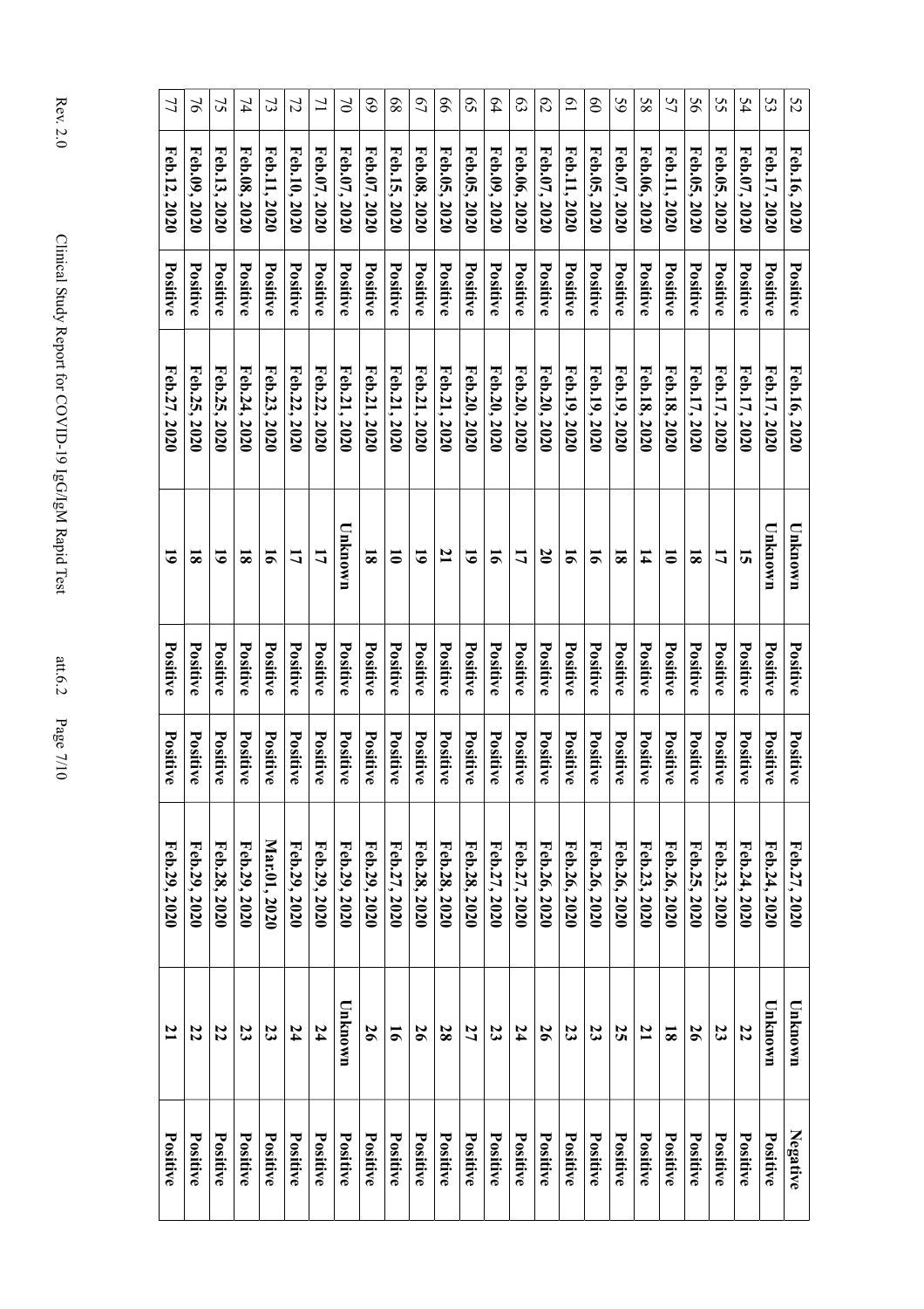| | | | | | | | | | |
|---|---|---|---|---|---|---|---|---|---|
| 52 | Feb.16, 2020 | Positive | Feb.16, 2020 | Unknown | Positive | Positive | Feb.27, 2020 | Unknown | Negative |
| 53 | Feb.17, 2020 | Positive | Feb.17, 2020 | Unknown | Positive | Positive | Feb.24, 2020 | Unknown | Positive |
| 54 | Feb.07, 2020 | Positive | Feb.17, 2020 | 15 | Positive | Positive | Feb.24, 2020 | 22 | Positive |
| 55 | Feb.05, 2020 | Positive | Feb.17, 2020 | 17 | Positive | Positive | Feb.23, 2020 | 23 | Positive |
| 56 | Feb.05, 2020 | Positive | Feb.17, 2020 | 18 | Positive | Positive | Feb.25, 2020 | 26 | Positive |
| 57 | Feb.11, 2020 | Positive | Feb.18, 2020 | 10 | Positive | Positive | Feb.26, 2020 | 18 | Positive |
| 58 | Feb.06, 2020 | Positive | Feb.18, 2020 | 14 | Positive | Positive | Feb.23, 2020 | 21 | Positive |
| 59 | Feb.07, 2020 | Positive | Feb.19, 2020 | 18 | Positive | Positive | Feb.26, 2020 | 25 | Positive |
| 60 | Feb.05, 2020 | Positive | Feb.19, 2020 | 16 | Positive | Positive | Feb.26, 2020 | 23 | Positive |
| 61 | Feb.11, 2020 | Positive | Feb.19, 2020 | 16 | Positive | Positive | Feb.26, 2020 | 23 | Positive |
| 62 | Feb.07, 2020 | Positive | Feb.20, 2020 | 20 | Positive | Positive | Feb.26, 2020 | 26 | Positive |
| 63 | Feb.06, 2020 | Positive | Feb.20, 2020 | 17 | Positive | Positive | Feb.27, 2020 | 24 | Positive |
| 64 | Feb.09, 2020 | Positive | Feb.20, 2020 | 16 | Positive | Positive | Feb.27, 2020 | 23 | Positive |
| 65 | Feb.05, 2020 | Positive | Feb.20, 2020 | 19 | Positive | Positive | Feb.28, 2020 | 27 | Positive |
| 66 | Feb.05, 2020 | Positive | Feb.21, 2020 | 21 | Positive | Positive | Feb.28, 2020 | 28 | Positive |
| 67 | Feb.08, 2020 | Positive | Feb.21, 2020 | 19 | Positive | Positive | Feb.28, 2020 | 26 | Positive |
| 68 | Feb.15, 2020 | Positive | Feb.21, 2020 | 10 | Positive | Positive | Feb.27, 2020 | 16 | Positive |
| 69 | Feb.07, 2020 | Positive | Feb.21, 2020 | 18 | Positive | Positive | Feb.29, 2020 | 26 | Positive |
| 70 | Feb.07, 2020 | Positive | Feb.21, 2020 | Unknown | Positive | Positive | Feb.29, 2020 | Unknown | Positive |
| 71 | Feb.07, 2020 | Positive | Feb.22, 2020 | 17 | Positive | Positive | Feb.29, 2020 | 24 | Positive |
| 72 | Feb.10, 2020 | Positive | Feb.22, 2020 | 17 | Positive | Positive | Feb.29, 2020 | 24 | Positive |
| 73 | Feb.11, 2020 | Positive | Feb.23, 2020 | 16 | Positive | Positive | Mar.01, 2020 | 23 | Positive |
| 74 | Feb.08, 2020 | Positive | Feb.24, 2020 | 18 | Positive | Positive | Feb.29, 2020 | 23 | Positive |
| 75 | Feb.13, 2020 | Positive | Feb.25, 2020 | 19 | Positive | Positive | Feb.28, 2020 | 22 | Positive |
| 76 | Feb.09, 2020 | Positive | Feb.25, 2020 | 18 | Positive | Positive | Feb.29, 2020 | 22 | Positive |
| 77 | Feb.12, 2020 | Positive | Feb.27, 2020 | 19 | Positive | Positive | Feb.29, 2020 | 21 | Positive |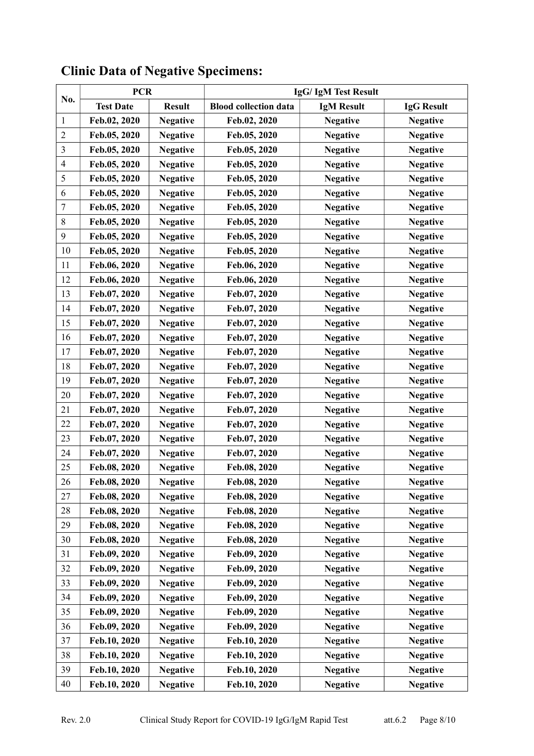## Clinic Data of Negative Specimens:

| No. | PCR | | IgG/ IgM Test Result | | |
|---|---|---|---|---|---|
| | Test Date | Result | Blood collection data | IgM Result | IgG Result |
| 1 | Feb.02, 2020 | Negative | Feb.02, 2020 | Negative | Negative |
| 2 | Feb.05, 2020 | Negative | Feb.05, 2020 | Negative | Negative |
| 3 | Feb.05, 2020 | Negative | Feb.05, 2020 | Negative | Negative |
| 4 | Feb.05, 2020 | Negative | Feb.05, 2020 | Negative | Negative |
| 5 | Feb.05, 2020 | Negative | Feb.05, 2020 | Negative | Negative |
| 6 | Feb.05, 2020 | Negative | Feb.05, 2020 | Negative | Negative |
| 7 | Feb.05, 2020 | Negative | Feb.05, 2020 | Negative | Negative |
| 8 | Feb.05, 2020 | Negative | Feb.05, 2020 | Negative | Negative |
| 9 | Feb.05, 2020 | Negative | Feb.05, 2020 | Negative | Negative |
| 10 | Feb.05, 2020 | Negative | Feb.05, 2020 | Negative | Negative |
| 11 | Feb.06, 2020 | Negative | Feb.06, 2020 | Negative | Negative |
| 12 | Feb.06, 2020 | Negative | Feb.06, 2020 | Negative | Negative |
| 13 | Feb.07, 2020 | Negative | Feb.07, 2020 | Negative | Negative |
| 14 | Feb.07, 2020 | Negative | Feb.07, 2020 | Negative | Negative |
| 15 | Feb.07, 2020 | Negative | Feb.07, 2020 | Negative | Negative |
| 16 | Feb.07, 2020 | Negative | Feb.07, 2020 | Negative | Negative |
| 17 | Feb.07, 2020 | Negative | Feb.07, 2020 | Negative | Negative |
| 18 | Feb.07, 2020 | Negative | Feb.07, 2020 | Negative | Negative |
| 19 | Feb.07, 2020 | Negative | Feb.07, 2020 | Negative | Negative |
| 20 | Feb.07, 2020 | Negative | Feb.07, 2020 | Negative | Negative |
| 21 | Feb.07, 2020 | Negative | Feb.07, 2020 | Negative | Negative |
| 22 | Feb.07, 2020 | Negative | Feb.07, 2020 | Negative | Negative |
| 23 | Feb.07, 2020 | Negative | Feb.07, 2020 | Negative | Negative |
| 24 | Feb.07, 2020 | Negative | Feb.07, 2020 | Negative | Negative |
| 25 | Feb.08, 2020 | Negative | Feb.08, 2020 | Negative | Negative |
| 26 | Feb.08, 2020 | Negative | Feb.08, 2020 | Negative | Negative |
| 27 | Feb.08, 2020 | Negative | Feb.08, 2020 | Negative | Negative |
| 28 | Feb.08, 2020 | Negative | Feb.08, 2020 | Negative | Negative |
| 29 | Feb.08, 2020 | Negative | Feb.08, 2020 | Negative | Negative |
| 30 | Feb.08, 2020 | Negative | Feb.08, 2020 | Negative | Negative |
| 31 | Feb.09, 2020 | Negative | Feb.09, 2020 | Negative | Negative |
| 32 | Feb.09, 2020 | Negative | Feb.09, 2020 | Negative | Negative |
| 33 | Feb.09, 2020 | Negative | Feb.09, 2020 | Negative | Negative |
| 34 | Feb.09, 2020 | Negative | Feb.09, 2020 | Negative | Negative |
| 35 | Feb.09, 2020 | Negative | Feb.09, 2020 | Negative | Negative |
| 36 | Feb.09, 2020 | Negative | Feb.09, 2020 | Negative | Negative |
| 37 | Feb.10, 2020 | Negative | Feb.10, 2020 | Negative | Negative |
| 38 | Feb.10, 2020 | Negative | Feb.10, 2020 | Negative | Negative |
| 39 | Feb.10, 2020 | Negative | Feb.10, 2020 | Negative | Negative |
| 40 | Feb.10, 2020 | Negative | Feb.10, 2020 | Negative | Negative |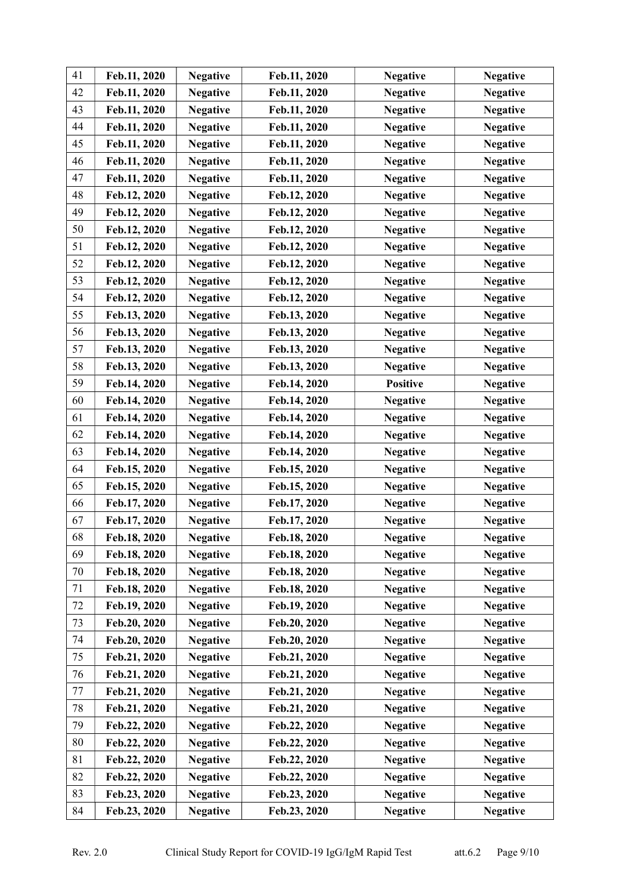| 41 | Feb.11, 2020 | Negative | Feb.11, 2020 | Negative | Negative |
|---|---|---|---|---|---|
| 42 | Feb.11, 2020 | Negative | Feb.11, 2020 | Negative | Negative |
| 43 | Feb.11, 2020 | Negative | Feb.11, 2020 | Negative | Negative |
| 44 | Feb.11, 2020 | Negative | Feb.11, 2020 | Negative | Negative |
| 45 | Feb.11, 2020 | Negative | Feb.11, 2020 | Negative | Negative |
| 46 | Feb.11, 2020 | Negative | Feb.11, 2020 | Negative | Negative |
| 47 | Feb.11, 2020 | Negative | Feb.11, 2020 | Negative | Negative |
| 48 | Feb.12, 2020 | Negative | Feb.12, 2020 | Negative | Negative |
| 49 | Feb.12, 2020 | Negative | Feb.12, 2020 | Negative | Negative |
| 50 | Feb.12, 2020 | Negative | Feb.12, 2020 | Negative | Negative |
| 51 | Feb.12, 2020 | Negative | Feb.12, 2020 | Negative | Negative |
| 52 | Feb.12, 2020 | Negative | Feb.12, 2020 | Negative | Negative |
| 53 | Feb.12, 2020 | Negative | Feb.12, 2020 | Negative | Negative |
| 54 | Feb.12, 2020 | Negative | Feb.12, 2020 | Negative | Negative |
| 55 | Feb.13, 2020 | Negative | Feb.13, 2020 | Negative | Negative |
| 56 | Feb.13, 2020 | Negative | Feb.13, 2020 | Negative | Negative |
| 57 | Feb.13, 2020 | Negative | Feb.13, 2020 | Negative | Negative |
| 58 | Feb.13, 2020 | Negative | Feb.13, 2020 | Negative | Negative |
| 59 | Feb.14, 2020 | Negative | Feb.14, 2020 | Positive | Negative |
| 60 | Feb.14, 2020 | Negative | Feb.14, 2020 | Negative | Negative |
| 61 | Feb.14, 2020 | Negative | Feb.14, 2020 | Negative | Negative |
| 62 | Feb.14, 2020 | Negative | Feb.14, 2020 | Negative | Negative |
| 63 | Feb.14, 2020 | Negative | Feb.14, 2020 | Negative | Negative |
| 64 | Feb.15, 2020 | Negative | Feb.15, 2020 | Negative | Negative |
| 65 | Feb.15, 2020 | Negative | Feb.15, 2020 | Negative | Negative |
| 66 | Feb.17, 2020 | Negative | Feb.17, 2020 | Negative | Negative |
| 67 | Feb.17, 2020 | Negative | Feb.17, 2020 | Negative | Negative |
| 68 | Feb.18, 2020 | Negative | Feb.18, 2020 | Negative | Negative |
| 69 | Feb.18, 2020 | Negative | Feb.18, 2020 | Negative | Negative |
| 70 | Feb.18, 2020 | Negative | Feb.18, 2020 | Negative | Negative |
| 71 | Feb.18, 2020 | Negative | Feb.18, 2020 | Negative | Negative |
| 72 | Feb.19, 2020 | Negative | Feb.19, 2020 | Negative | Negative |
| 73 | Feb.20, 2020 | Negative | Feb.20, 2020 | Negative | Negative |
| 74 | Feb.20, 2020 | Negative | Feb.20, 2020 | Negative | Negative |
| 75 | Feb.21, 2020 | Negative | Feb.21, 2020 | Negative | Negative |
| 76 | Feb.21, 2020 | Negative | Feb.21, 2020 | Negative | Negative |
| 77 | Feb.21, 2020 | Negative | Feb.21, 2020 | Negative | Negative |
| 78 | Feb.21, 2020 | Negative | Feb.21, 2020 | Negative | Negative |
| 79 | Feb.22, 2020 | Negative | Feb.22, 2020 | Negative | Negative |
| 80 | Feb.22, 2020 | Negative | Feb.22, 2020 | Negative | Negative |
| 81 | Feb.22, 2020 | Negative | Feb.22, 2020 | Negative | Negative |
| 82 | Feb.22, 2020 | Negative | Feb.22, 2020 | Negative | Negative |
| 83 | Feb.23, 2020 | Negative | Feb.23, 2020 | Negative | Negative |
| 84 | Feb.23, 2020 | Negative | Feb.23, 2020 | Negative | Negative |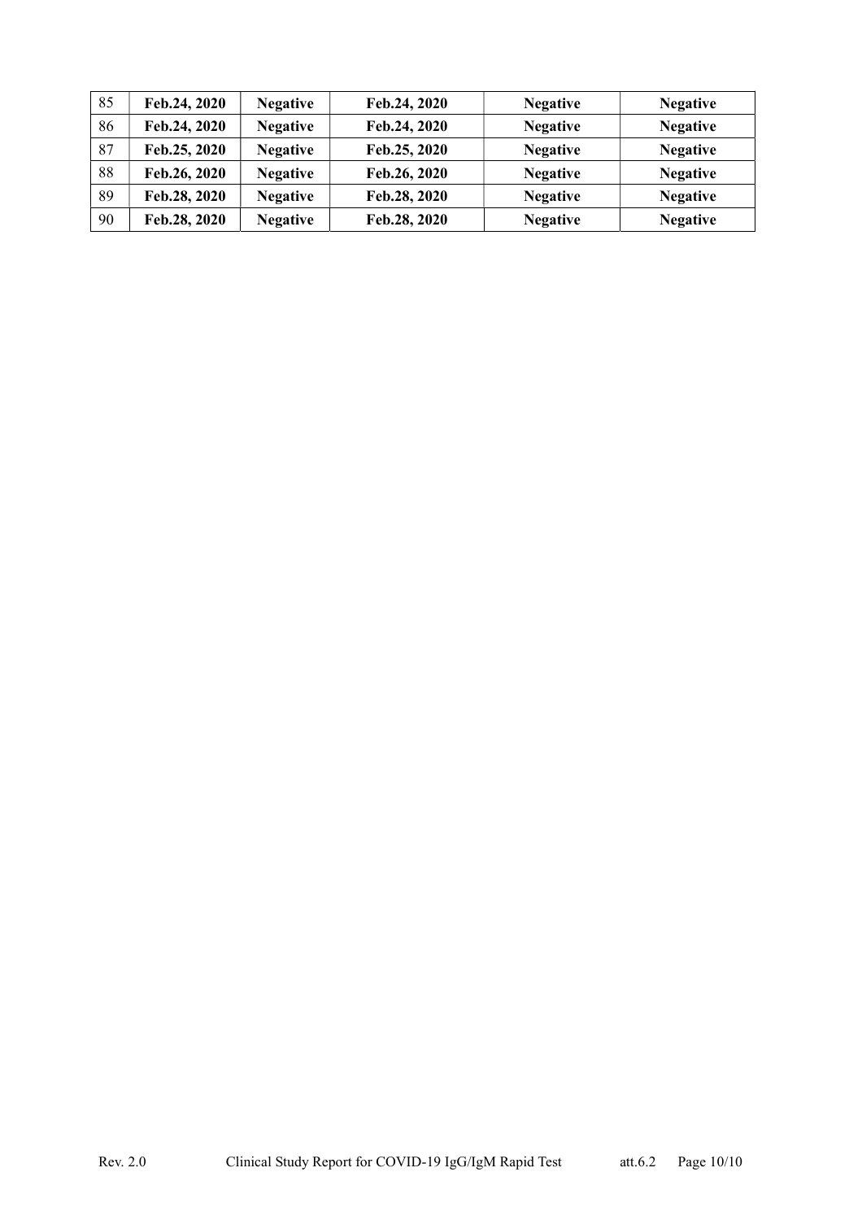| | | | | | |
|---|---|---|---|---|---|
| 85 | **Feb.24, 2020** | **Negative** | **Feb.24, 2020** | **Negative** | **Negative** |
| 86 | **Feb.24, 2020** | **Negative** | **Feb.24, 2020** | **Negative** | **Negative** |
| 87 | **Feb.25, 2020** | **Negative** | **Feb.25, 2020** | **Negative** | **Negative** |
| 88 | **Feb.26, 2020** | **Negative** | **Feb.26, 2020** | **Negative** | **Negative** |
| 89 | **Feb.28, 2020** | **Negative** | **Feb.28, 2020** | **Negative** | **Negative** |
| 90 | **Feb.28, 2020** | **Negative** | **Feb.28, 2020** | **Negative** | **Negative** |